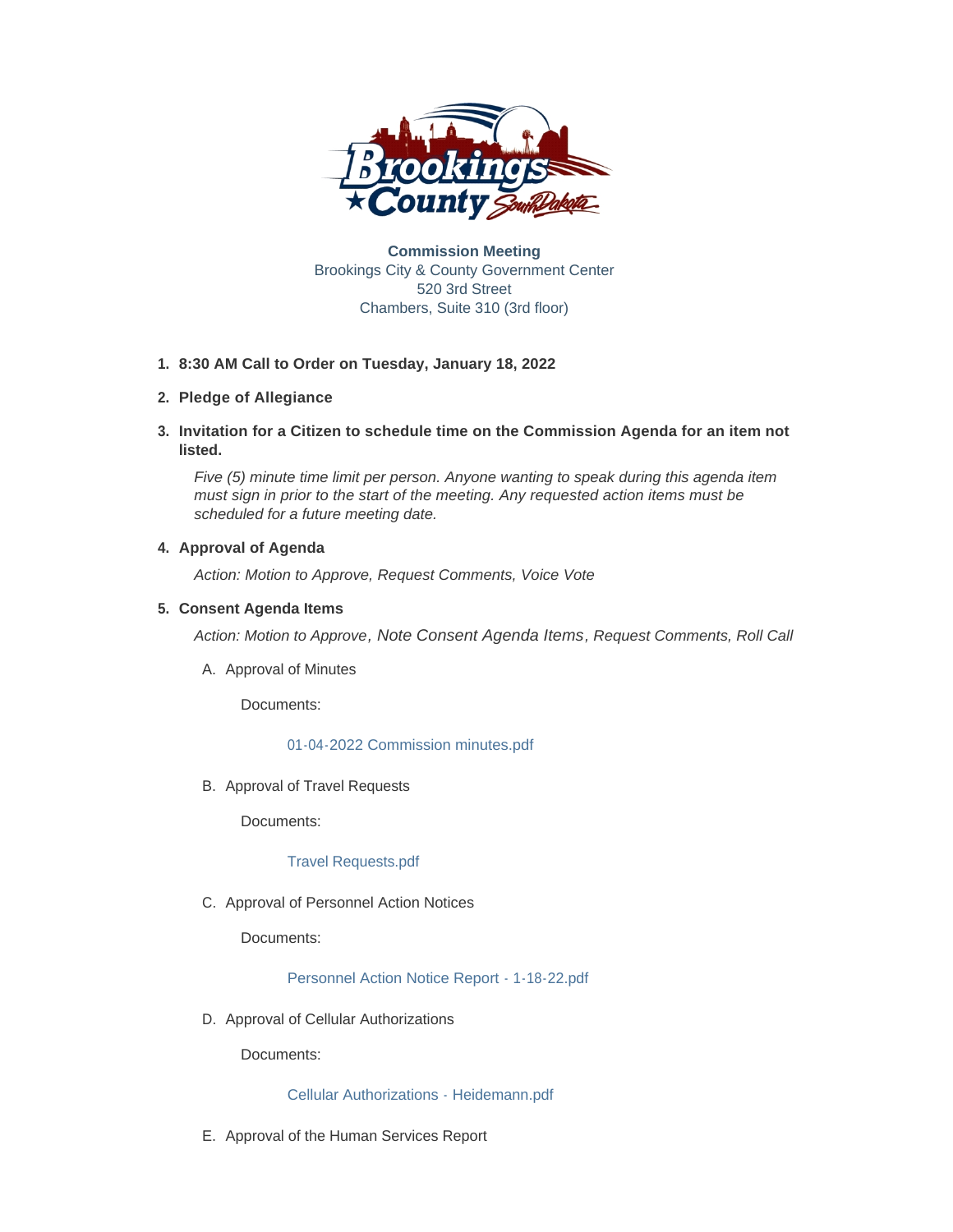**Commission Meeting**
Brookings City & County Government Center
520 3rd Street
Chambers, Suite 310 (3rd floor)

1. **8:30 AM Call to Order on Tuesday, January 18, 2022**
2. **Pledge of Allegiance**
3. **Invitation for a Citizen to schedule time on the Commission Agenda for an item not listed.**

   *Five (5) minute time limit per person. Anyone wanting to speak during this agenda item must sign in prior to the start of the meeting. Any requested action items must be scheduled for a future meeting date.*

4. **Approval of Agenda**

   *Action: Motion to Approve, Request Comments, Voice Vote*

5. **Consent Agenda Items**

   *Action: Motion to Approve, Note Consent Agenda Items, Request Comments, Roll Call*

   A. Approval of Minutes

      Documents:

      01-04-2022 Commission minutes.pdf

   B. Approval of Travel Requests

      Documents:

      Travel Requests.pdf

   C. Approval of Personnel Action Notices

      Documents:

      Personnel Action Notice Report - 1-18-22.pdf

   D. Approval of Cellular Authorizations

      Documents:

      Cellular Authorizations - Heidemann.pdf

   E. Approval of the Human Services Report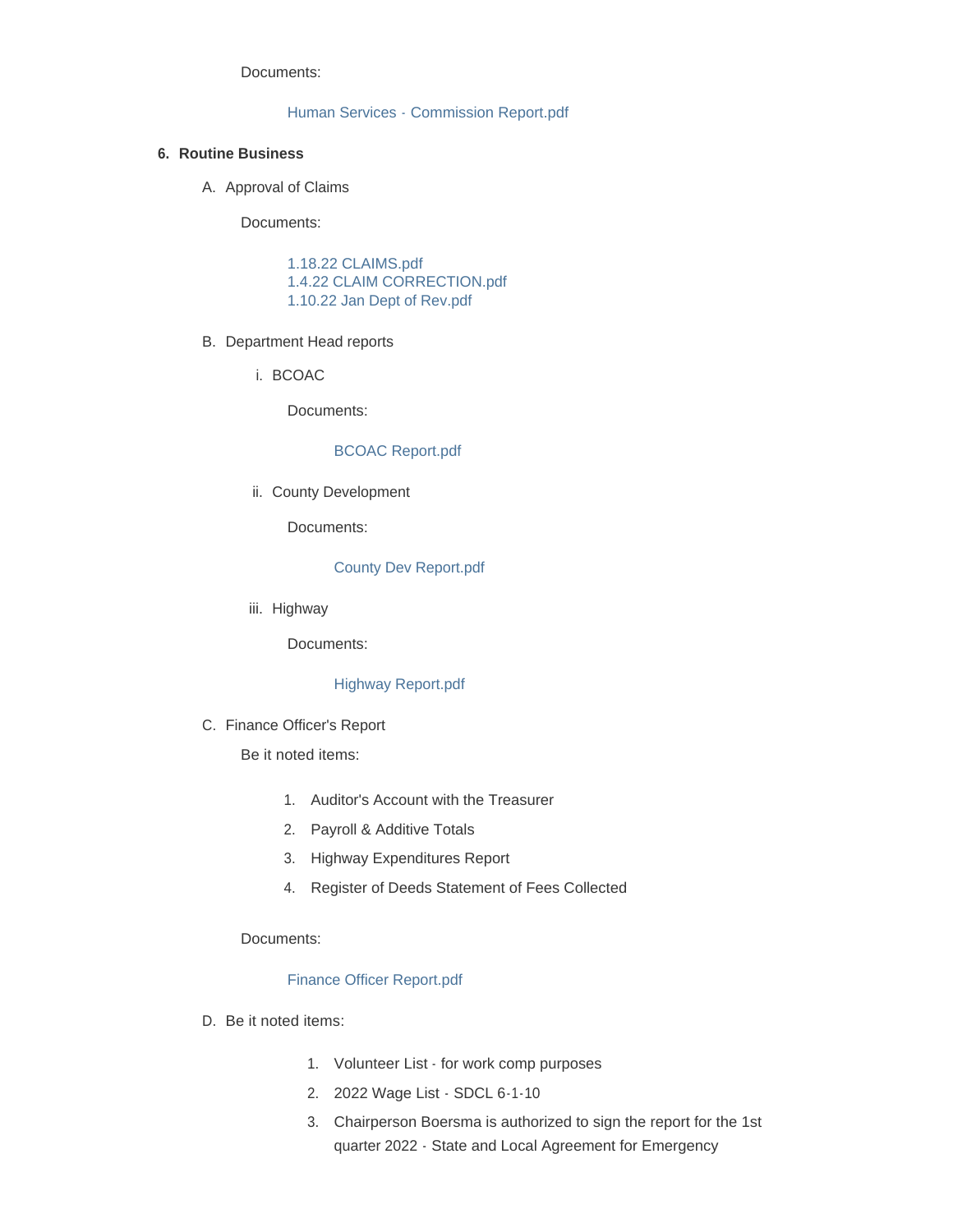Documents:

Human Services - Commission Report.pdf

6. **Routine Business**

A. Approval of Claims

Documents:

1.18.22 CLAIMS.pdf
1.4.22 CLAIM CORRECTION.pdf
1.10.22 Jan Dept of Rev.pdf

B. Department Head reports

i. BCOAC

Documents:

BCOAC Report.pdf

ii. County Development

Documents:

County Dev Report.pdf

iii. Highway

Documents:

Highway Report.pdf

C. Finance Officer's Report

Be it noted items:

1. Auditor's Account with the Treasurer
2. Payroll & Additive Totals
3. Highway Expenditures Report
4. Register of Deeds Statement of Fees Collected

Documents:

Finance Officer Report.pdf

D. Be it noted items:

1. Volunteer List - for work comp purposes
2. 2022 Wage List - SDCL 6-1-10
3. Chairperson Boersma is authorized to sign the report for the 1st quarter 2022 - State and Local Agreement for Emergency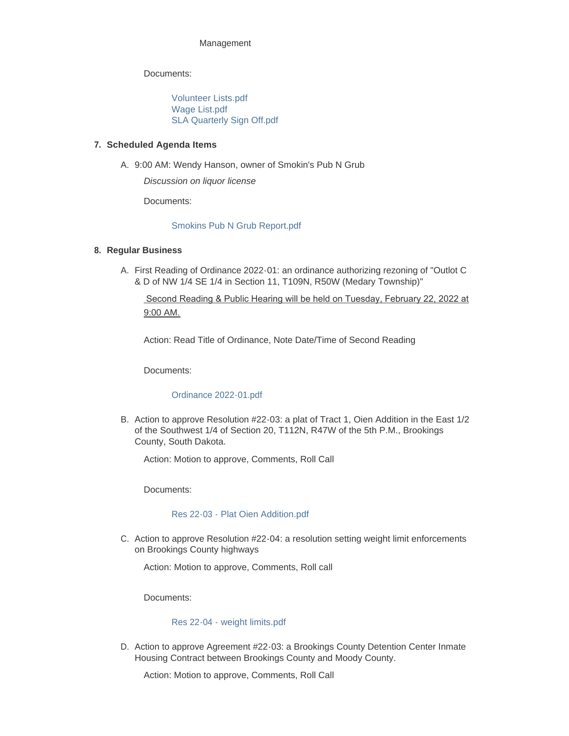Management

Documents:

Volunteer Lists.pdf
Wage List.pdf
SLA Quarterly Sign Off.pdf

7. **Scheduled Agenda Items**

   A. 9:00 AM: Wendy Hanson, owner of Smokin's Pub N Grub

      *Discussion on liquor license*

      Documents:

      Smokins Pub N Grub Report.pdf

8. **Regular Business**

   A. First Reading of Ordinance 2022-01: an ordinance authorizing rezoning of "Outlot C & D of NW 1/4 SE 1/4 in Section 11, T109N, R50W (Medary Township)"

      Second Reading & Public Hearing will be held on Tuesday, February 22, 2022 at 9:00 AM.

      Action: Read Title of Ordinance, Note Date/Time of Second Reading

      Documents:

      Ordinance 2022-01.pdf

   B. Action to approve Resolution #22-03: a plat of Tract 1, Oien Addition in the East 1/2 of the Southwest 1/4 of Section 20, T112N, R47W of the 5th P.M., Brookings County, South Dakota.

      Action: Motion to approve, Comments, Roll Call

      Documents:

      Res 22-03 - Plat Oien Addition.pdf

   C. Action to approve Resolution #22-04: a resolution setting weight limit enforcements on Brookings County highways

      Action: Motion to approve, Comments, Roll call

      Documents:

      Res 22-04 - weight limits.pdf

   D. Action to approve Agreement #22-03: a Brookings County Detention Center Inmate Housing Contract between Brookings County and Moody County.

      Action: Motion to approve, Comments, Roll Call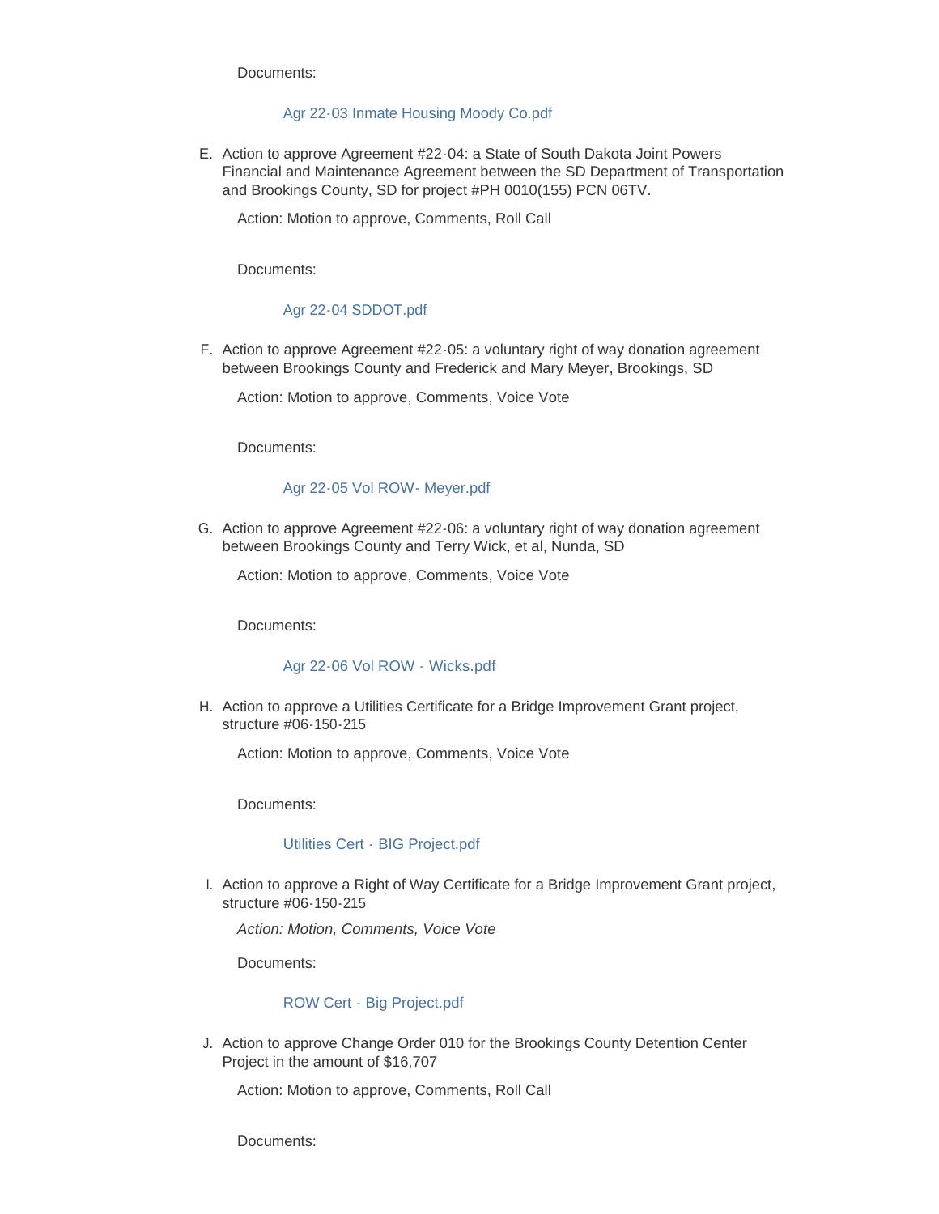Documents:

Agr 22-03 Inmate Housing Moody Co.pdf

E. Action to approve Agreement #22-04: a State of South Dakota Joint Powers Financial and Maintenance Agreement between the SD Department of Transportation and Brookings County, SD for project #PH 0010(155) PCN 06TV.

   Action: Motion to approve, Comments, Roll Call

   Documents:

   Agr 22-04 SDDOT.pdf

F. Action to approve Agreement #22-05: a voluntary right of way donation agreement between Brookings County and Frederick and Mary Meyer, Brookings, SD

   Action: Motion to approve, Comments, Voice Vote

   Documents:

   Agr 22-05 Vol ROW- Meyer.pdf

G. Action to approve Agreement #22-06: a voluntary right of way donation agreement between Brookings County and Terry Wick, et al, Nunda, SD

   Action: Motion to approve, Comments, Voice Vote

   Documents:

   Agr 22-06 Vol ROW - Wicks.pdf

H. Action to approve a Utilities Certificate for a Bridge Improvement Grant project, structure #06-150-215

   Action: Motion to approve, Comments, Voice Vote

   Documents:

   Utilities Cert - BIG Project.pdf

I. Action to approve a Right of Way Certificate for a Bridge Improvement Grant project, structure #06-150-215

   *Action: Motion, Comments, Voice Vote*

   Documents:

   ROW Cert - Big Project.pdf

J. Action to approve Change Order 010 for the Brookings County Detention Center Project in the amount of $16,707

   Action: Motion to approve, Comments, Roll Call

   Documents: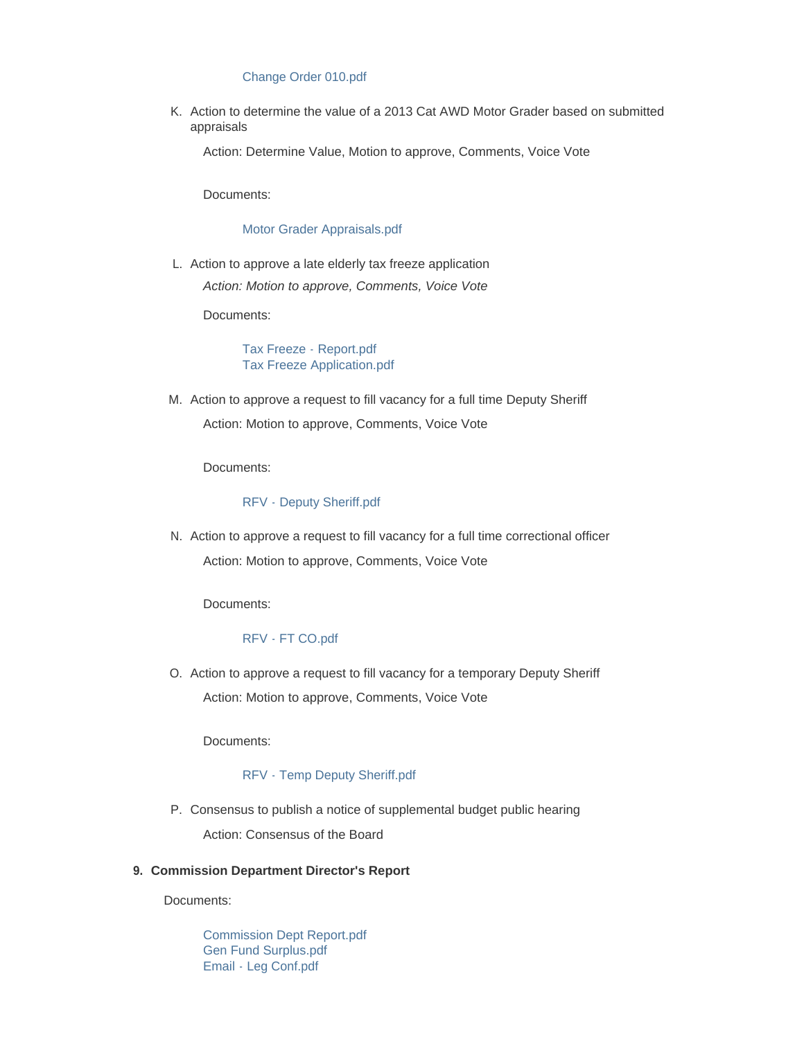Change Order 010.pdf

K. Action to determine the value of a 2013 Cat AWD Motor Grader based on submitted appraisals

   Action: Determine Value, Motion to approve, Comments, Voice Vote

   Documents:

   Motor Grader Appraisals.pdf

L. Action to approve a late elderly tax freeze application

   *Action: Motion to approve, Comments, Voice Vote*

   Documents:

   Tax Freeze - Report.pdf
   Tax Freeze Application.pdf

M. Action to approve a request to fill vacancy for a full time Deputy Sheriff

   Action: Motion to approve, Comments, Voice Vote

   Documents:

   RFV - Deputy Sheriff.pdf

N. Action to approve a request to fill vacancy for a full time correctional officer

   Action: Motion to approve, Comments, Voice Vote

   Documents:

   RFV - FT CO.pdf

O. Action to approve a request to fill vacancy for a temporary Deputy Sheriff

   Action: Motion to approve, Comments, Voice Vote

   Documents:

   RFV - Temp Deputy Sheriff.pdf

P. Consensus to publish a notice of supplemental budget public hearing

   Action: Consensus of the Board

**9. Commission Department Director's Report**

Documents:

Commission Dept Report.pdf
Gen Fund Surplus.pdf
Email - Leg Conf.pdf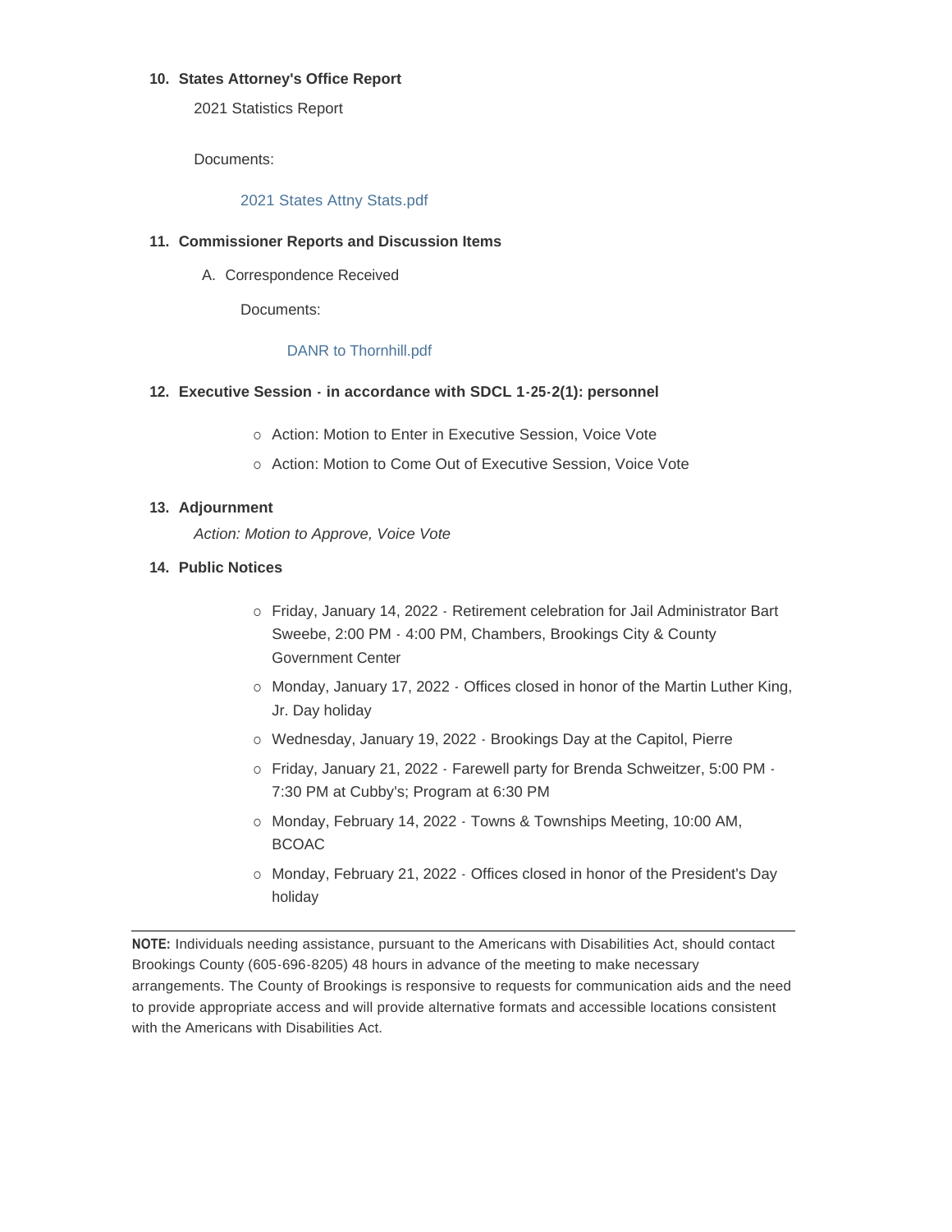**10. States Attorney's Office Report**

2021 Statistics Report

Documents:

2021 States Attny Stats.pdf

**11. Commissioner Reports and Discussion Items**

A. Correspondence Received

Documents:

DANR to Thornhill.pdf

**12. Executive Session - in accordance with SDCL 1-25-2(1): personnel**

- Action: Motion to Enter in Executive Session, Voice Vote
- Action: Motion to Come Out of Executive Session, Voice Vote

**13. Adjournment**

*Action: Motion to Approve, Voice Vote*

**14. Public Notices**

- Friday, January 14, 2022 - Retirement celebration for Jail Administrator Bart Sweebe, 2:00 PM - 4:00 PM, Chambers, Brookings City & County Government Center
- Monday, January 17, 2022 - Offices closed in honor of the Martin Luther King, Jr. Day holiday
- Wednesday, January 19, 2022 - Brookings Day at the Capitol, Pierre
- Friday, January 21, 2022 - Farewell party for Brenda Schweitzer, 5:00 PM - 7:30 PM at Cubby's; Program at 6:30 PM
- Monday, February 14, 2022 - Towns & Townships Meeting, 10:00 AM, BCOAC
- Monday, February 21, 2022 - Offices closed in honor of the President's Day holiday

---

**NOTE:** Individuals needing assistance, pursuant to the Americans with Disabilities Act, should contact Brookings County (605-696-8205) 48 hours in advance of the meeting to make necessary arrangements. The County of Brookings is responsive to requests for communication aids and the need to provide appropriate access and will provide alternative formats and accessible locations consistent with the Americans with Disabilities Act.